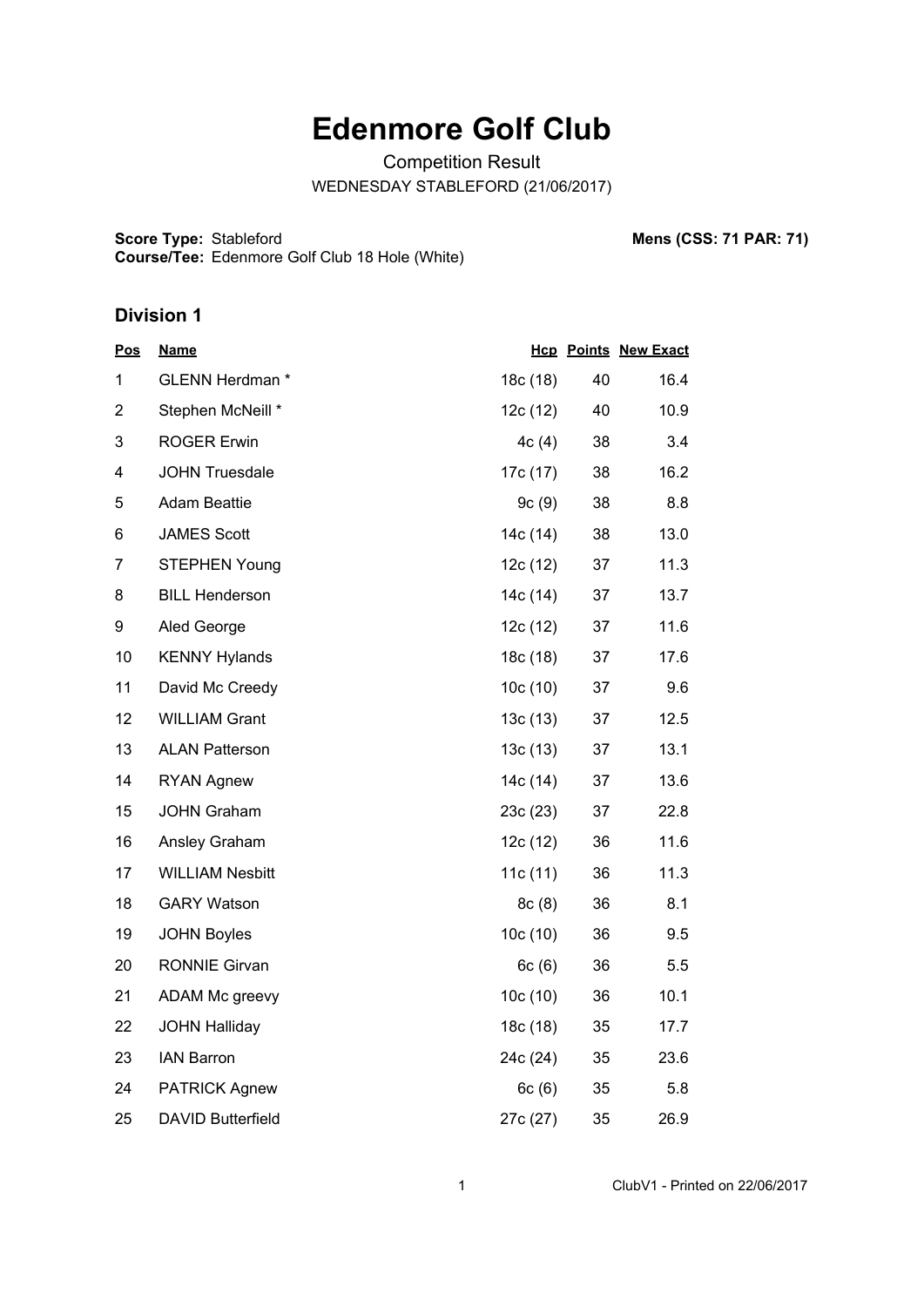# Edenmore Golf Club

Competition Result

WEDNESDAY STABLEFORD (21/06/2017)

**Score Type:** Stableford

**Course/Tee:** Edenmore Golf Club 18 Hole (White)

**Mens (CSS: 71 PAR: 71)**

## Division 1

| Pos | Name | Hcp | Points | New Exact |
|---|---|---|---|---|
| 1 | GLENN Herdman * | 18c (18) | 40 | 16.4 |
| 2 | Stephen McNeill * | 12c (12) | 40 | 10.9 |
| 3 | ROGER Erwin | 4c (4) | 38 | 3.4 |
| 4 | JOHN Truesdale | 17c (17) | 38 | 16.2 |
| 5 | Adam Beattie | 9c (9) | 38 | 8.8 |
| 6 | JAMES Scott | 14c (14) | 38 | 13.0 |
| 7 | STEPHEN Young | 12c (12) | 37 | 11.3 |
| 8 | BILL Henderson | 14c (14) | 37 | 13.7 |
| 9 | Aled George | 12c (12) | 37 | 11.6 |
| 10 | KENNY Hylands | 18c (18) | 37 | 17.6 |
| 11 | David Mc Creedy | 10c (10) | 37 | 9.6 |
| 12 | WILLIAM Grant | 13c (13) | 37 | 12.5 |
| 13 | ALAN Patterson | 13c (13) | 37 | 13.1 |
| 14 | RYAN Agnew | 14c (14) | 37 | 13.6 |
| 15 | JOHN Graham | 23c (23) | 37 | 22.8 |
| 16 | Ansley Graham | 12c (12) | 36 | 11.6 |
| 17 | WILLIAM Nesbitt | 11c (11) | 36 | 11.3 |
| 18 | GARY Watson | 8c (8) | 36 | 8.1 |
| 19 | JOHN Boyles | 10c (10) | 36 | 9.5 |
| 20 | RONNIE Girvan | 6c (6) | 36 | 5.5 |
| 21 | ADAM Mc greevy | 10c (10) | 36 | 10.1 |
| 22 | JOHN Halliday | 18c (18) | 35 | 17.7 |
| 23 | IAN Barron | 24c (24) | 35 | 23.6 |
| 24 | PATRICK Agnew | 6c (6) | 35 | 5.8 |
| 25 | DAVID Butterfield | 27c (27) | 35 | 26.9 |

ClubV1 - Printed on 22/06/2017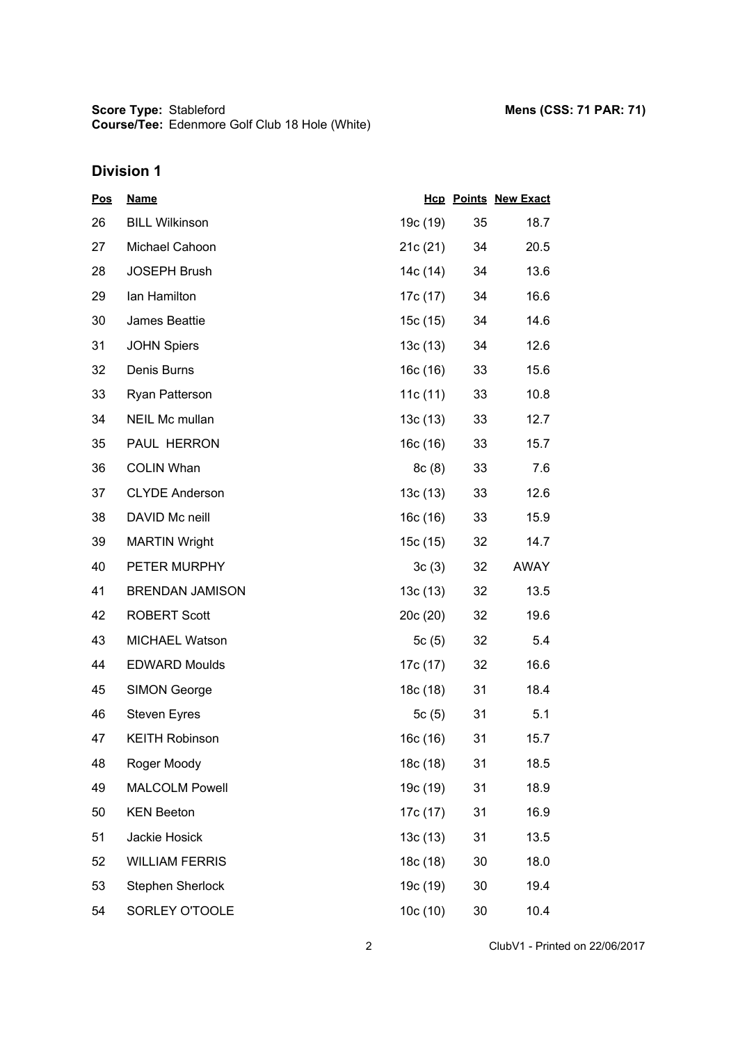**Score Type:** Stableford
**Course/Tee:** Edenmore Golf Club 18 Hole (White)

**Mens (CSS: 71 PAR: 71)**

## Division 1

| Pos | Name | Hcp | Points | New Exact |
|---|---|---|---|---|
| 26 | BILL Wilkinson | 19c (19) | 35 | 18.7 |
| 27 | Michael Cahoon | 21c (21) | 34 | 20.5 |
| 28 | JOSEPH Brush | 14c (14) | 34 | 13.6 |
| 29 | Ian Hamilton | 17c (17) | 34 | 16.6 |
| 30 | James Beattie | 15c (15) | 34 | 14.6 |
| 31 | JOHN Spiers | 13c (13) | 34 | 12.6 |
| 32 | Denis Burns | 16c (16) | 33 | 15.6 |
| 33 | Ryan Patterson | 11c (11) | 33 | 10.8 |
| 34 | NEIL Mc mullan | 13c (13) | 33 | 12.7 |
| 35 | PAUL HERRON | 16c (16) | 33 | 15.7 |
| 36 | COLIN Whan | 8c (8) | 33 | 7.6 |
| 37 | CLYDE Anderson | 13c (13) | 33 | 12.6 |
| 38 | DAVID Mc neill | 16c (16) | 33 | 15.9 |
| 39 | MARTIN Wright | 15c (15) | 32 | 14.7 |
| 40 | PETER MURPHY | 3c (3) | 32 | AWAY |
| 41 | BRENDAN JAMISON | 13c (13) | 32 | 13.5 |
| 42 | ROBERT Scott | 20c (20) | 32 | 19.6 |
| 43 | MICHAEL Watson | 5c (5) | 32 | 5.4 |
| 44 | EDWARD Moulds | 17c (17) | 32 | 16.6 |
| 45 | SIMON George | 18c (18) | 31 | 18.4 |
| 46 | Steven Eyres | 5c (5) | 31 | 5.1 |
| 47 | KEITH Robinson | 16c (16) | 31 | 15.7 |
| 48 | Roger Moody | 18c (18) | 31 | 18.5 |
| 49 | MALCOLM Powell | 19c (19) | 31 | 18.9 |
| 50 | KEN Beeton | 17c (17) | 31 | 16.9 |
| 51 | Jackie Hosick | 13c (13) | 31 | 13.5 |
| 52 | WILLIAM FERRIS | 18c (18) | 30 | 18.0 |
| 53 | Stephen Sherlock | 19c (19) | 30 | 19.4 |
| 54 | SORLEY O'TOOLE | 10c (10) | 30 | 10.4 |

ClubV1 - Printed on 22/06/2017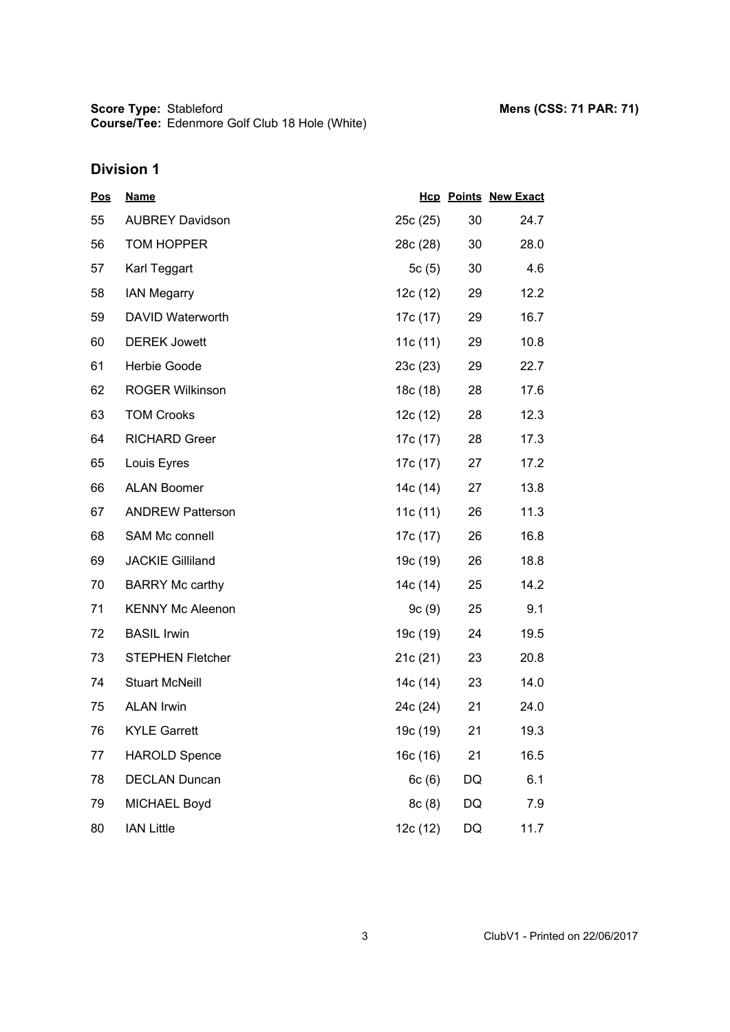**Score Type:** Stableford
**Course/Tee:** Edenmore Golf Club 18 Hole (White)

**Mens (CSS: 71 PAR: 71)**

## Division 1

| Pos | Name | Hcp | Points | New Exact |
|---|---|---|---|---|
| 55 | AUBREY Davidson | 25c (25) | 30 | 24.7 |
| 56 | TOM HOPPER | 28c (28) | 30 | 28.0 |
| 57 | Karl Teggart | 5c (5) | 30 | 4.6 |
| 58 | IAN Megarry | 12c (12) | 29 | 12.2 |
| 59 | DAVID Waterworth | 17c (17) | 29 | 16.7 |
| 60 | DEREK Jowett | 11c (11) | 29 | 10.8 |
| 61 | Herbie Goode | 23c (23) | 29 | 22.7 |
| 62 | ROGER Wilkinson | 18c (18) | 28 | 17.6 |
| 63 | TOM Crooks | 12c (12) | 28 | 12.3 |
| 64 | RICHARD Greer | 17c (17) | 28 | 17.3 |
| 65 | Louis Eyres | 17c (17) | 27 | 17.2 |
| 66 | ALAN Boomer | 14c (14) | 27 | 13.8 |
| 67 | ANDREW Patterson | 11c (11) | 26 | 11.3 |
| 68 | SAM Mc connell | 17c (17) | 26 | 16.8 |
| 69 | JACKIE Gilliland | 19c (19) | 26 | 18.8 |
| 70 | BARRY Mc carthy | 14c (14) | 25 | 14.2 |
| 71 | KENNY Mc Aleenon | 9c (9) | 25 | 9.1 |
| 72 | BASIL Irwin | 19c (19) | 24 | 19.5 |
| 73 | STEPHEN Fletcher | 21c (21) | 23 | 20.8 |
| 74 | Stuart McNeill | 14c (14) | 23 | 14.0 |
| 75 | ALAN Irwin | 24c (24) | 21 | 24.0 |
| 76 | KYLE Garrett | 19c (19) | 21 | 19.3 |
| 77 | HAROLD Spence | 16c (16) | 21 | 16.5 |
| 78 | DECLAN Duncan | 6c (6) | DQ | 6.1 |
| 79 | MICHAEL Boyd | 8c (8) | DQ | 7.9 |
| 80 | IAN Little | 12c (12) | DQ | 11.7 |

ClubV1 - Printed on 22/06/2017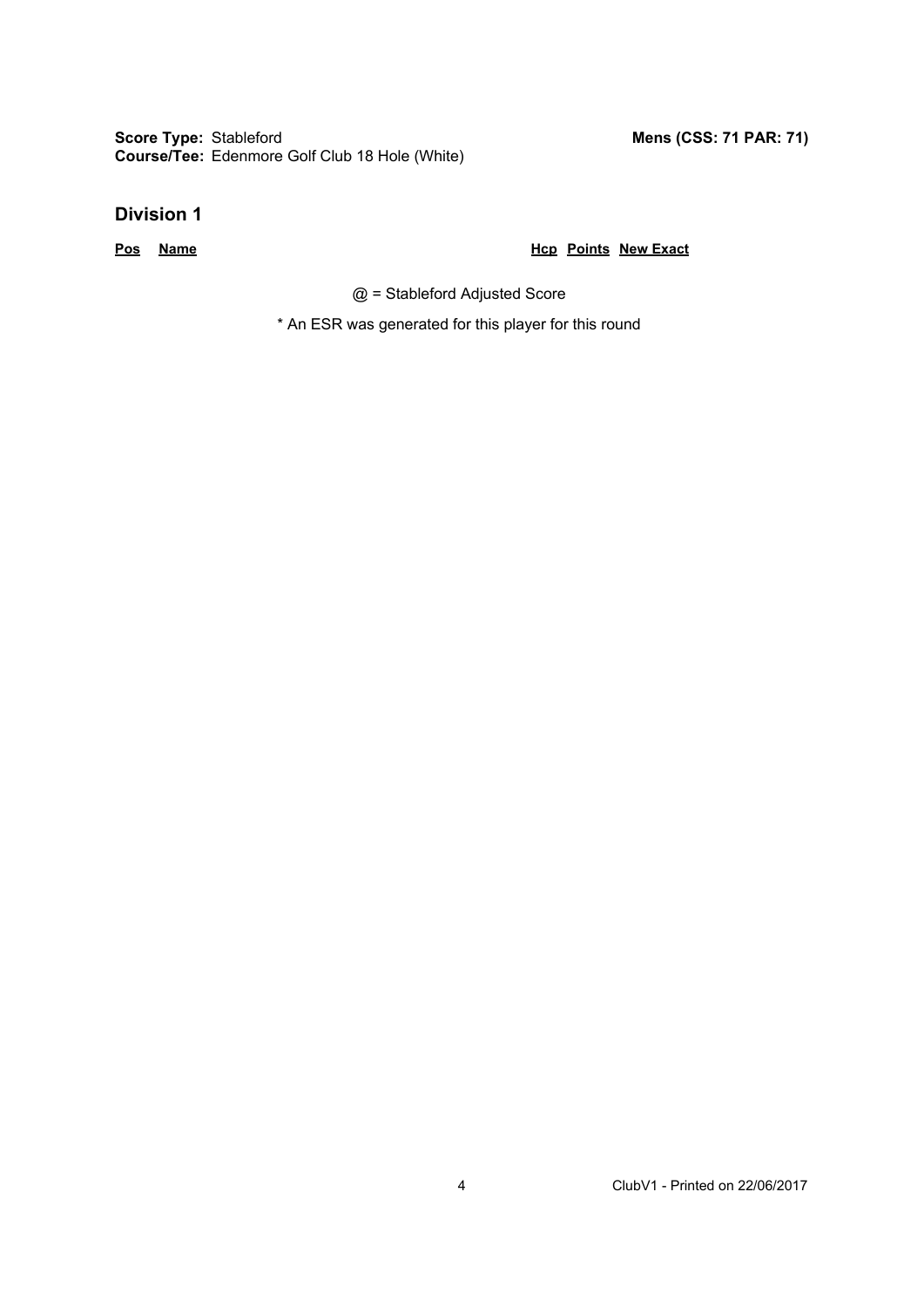**Score Type:** Stableford
**Course/Tee:** Edenmore Golf Club 18 Hole (White)

**Mens (CSS: 71 PAR: 71)**

## Division 1

| Pos | Name | Hcp | Points | New Exact |
|---|---|---|---|---|

@ = Stableford Adjusted Score

* An ESR was generated for this player for this round

ClubV1 - Printed on 22/06/2017